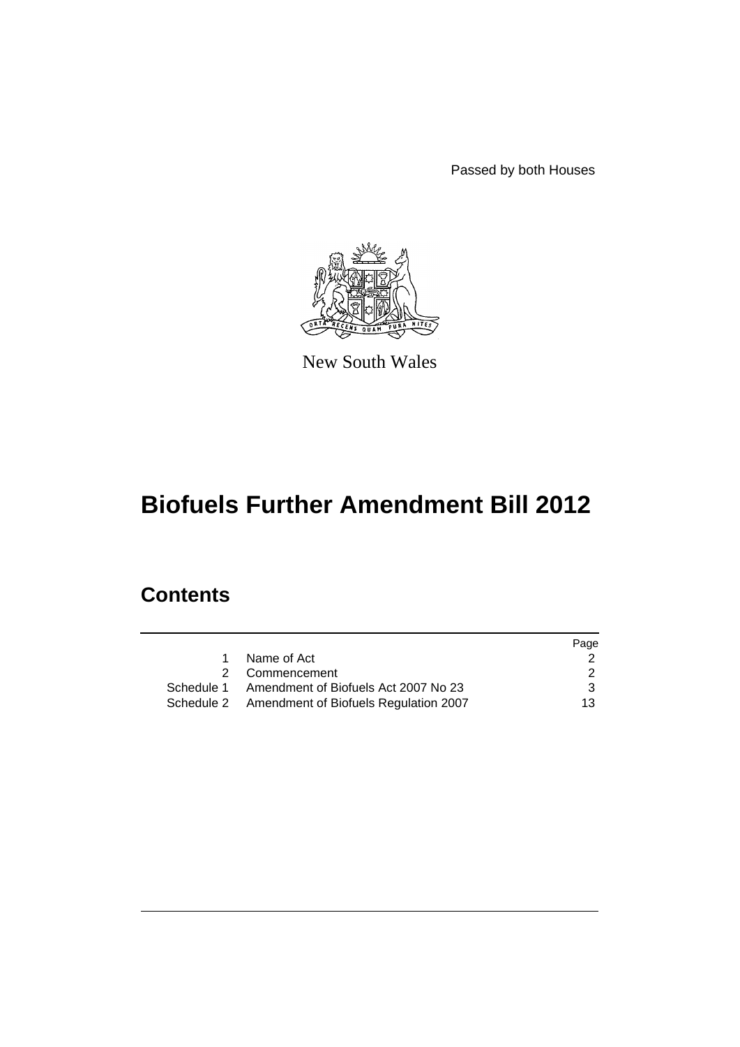Passed by both Houses

New South Wales

# Biofuels Further Amendment Bill 2012

## Contents

| | | Page |
|---|---|---|
| 1 | Name of Act | 2 |
| 2 | Commencement | 2 |
| Schedule 1 | Amendment of Biofuels Act 2007 No 23 | 3 |
| Schedule 2 | Amendment of Biofuels Regulation 2007 | 13 |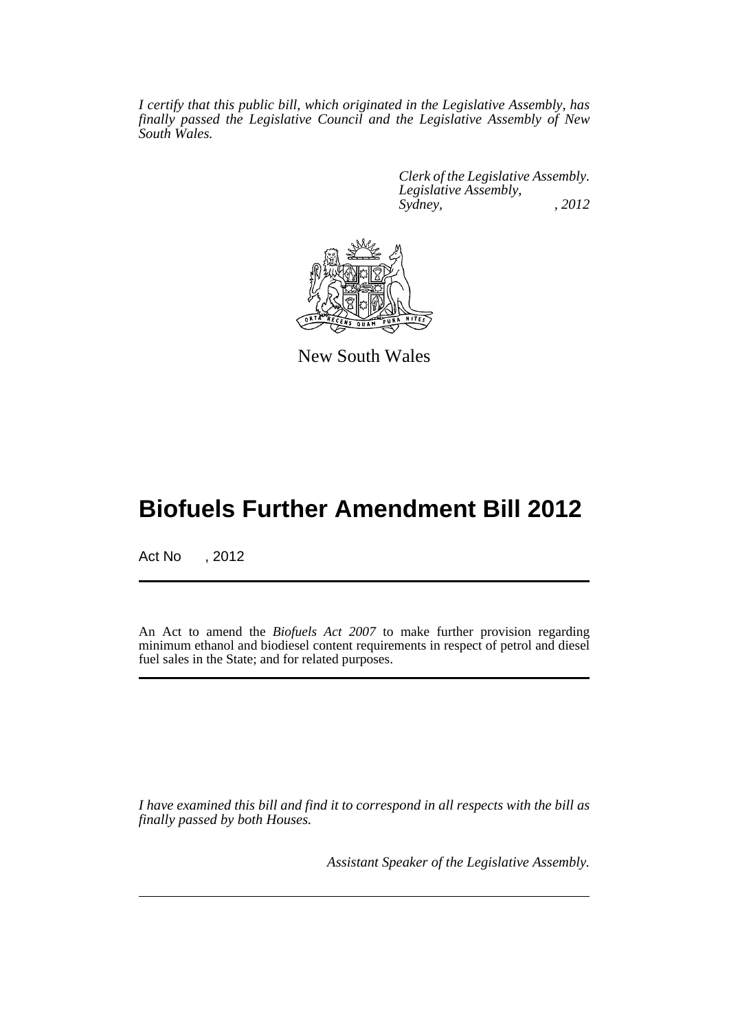*I certify that this public bill, which originated in the Legislative Assembly, has finally passed the Legislative Council and the Legislative Assembly of New South Wales.*

*Clerk of the Legislative Assembly.*
*Legislative Assembly,*
*Sydney, , 2012*

New South Wales

# Biofuels Further Amendment Bill 2012

Act No , 2012

An Act to amend the *Biofuels Act 2007* to make further provision regarding minimum ethanol and biodiesel content requirements in respect of petrol and diesel fuel sales in the State; and for related purposes.

*I have examined this bill and find it to correspond in all respects with the bill as finally passed by both Houses.*

*Assistant Speaker of the Legislative Assembly.*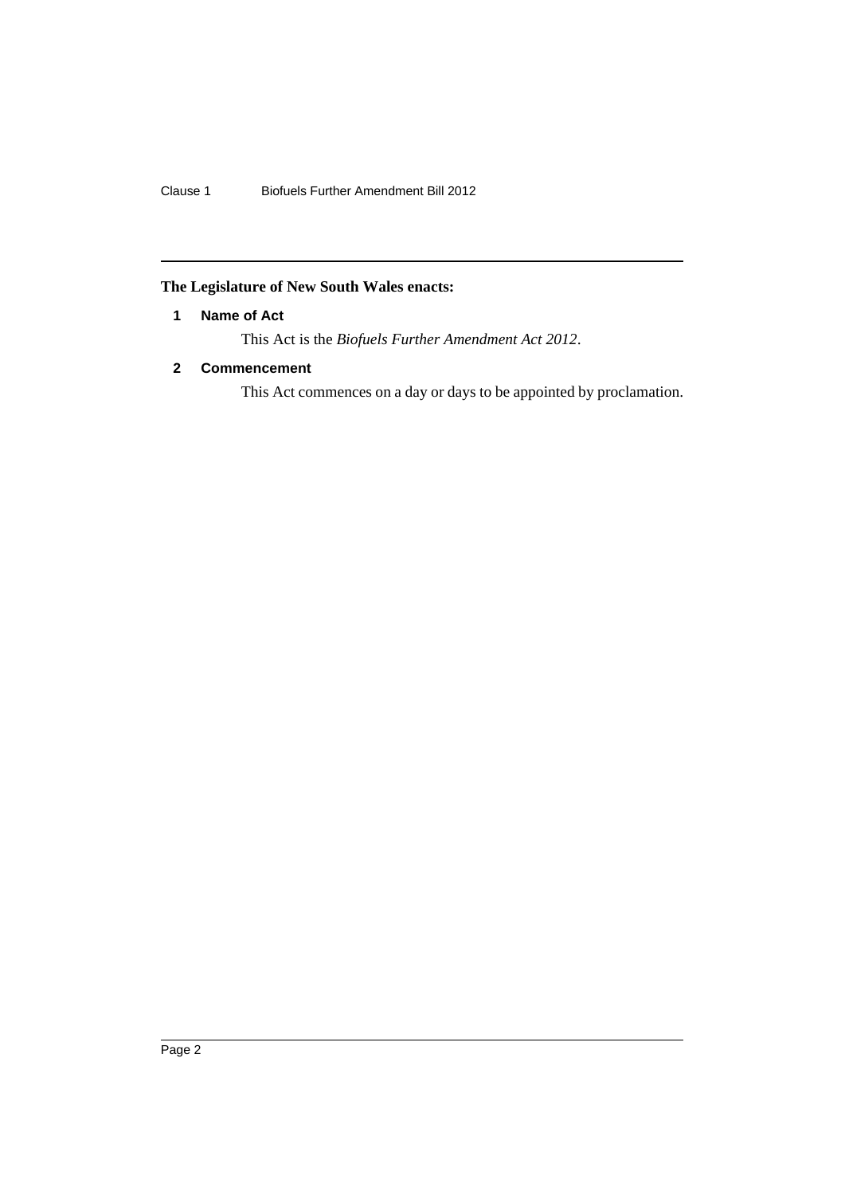**The Legislature of New South Wales enacts:**

## 1 Name of Act

This Act is the *Biofuels Further Amendment Act 2012*.

## 2 Commencement

This Act commences on a day or days to be appointed by proclamation.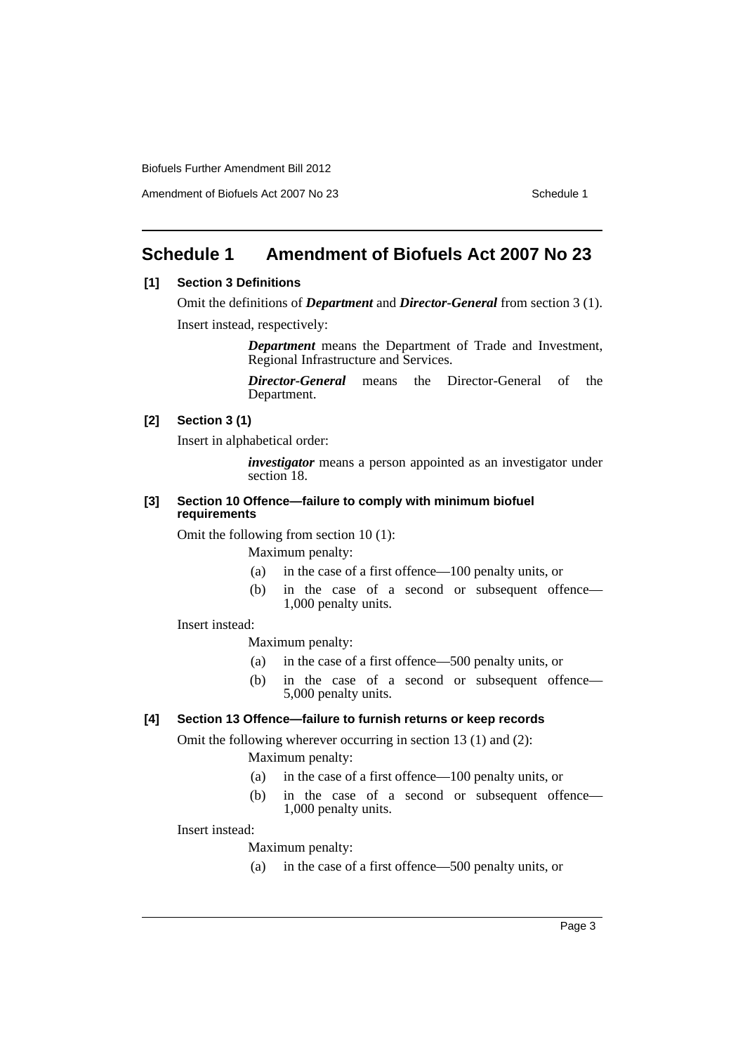## Schedule 1 Amendment of Biofuels Act 2007 No 23

**[1] Section 3 Definitions**

Omit the definitions of ***Department*** and ***Director-General*** from section 3 (1).

Insert instead, respectively:

> ***Department*** means the Department of Trade and Investment, Regional Infrastructure and Services.
>
> ***Director-General*** means the Director-General of the Department.

**[2] Section 3 (1)**

Insert in alphabetical order:

> ***investigator*** means a person appointed as an investigator under section 18.

**[3] Section 10 Offence—failure to comply with minimum biofuel requirements**

Omit the following from section 10 (1):

> Maximum penalty:
>
> (a) in the case of a first offence—100 penalty units, or
>
> (b) in the case of a second or subsequent offence—1,000 penalty units.

Insert instead:

> Maximum penalty:
>
> (a) in the case of a first offence—500 penalty units, or
>
> (b) in the case of a second or subsequent offence—5,000 penalty units.

**[4] Section 13 Offence—failure to furnish returns or keep records**

Omit the following wherever occurring in section 13 (1) and (2):

> Maximum penalty:
>
> (a) in the case of a first offence—100 penalty units, or
>
> (b) in the case of a second or subsequent offence—1,000 penalty units.

Insert instead:

> Maximum penalty:
>
> (a) in the case of a first offence—500 penalty units, or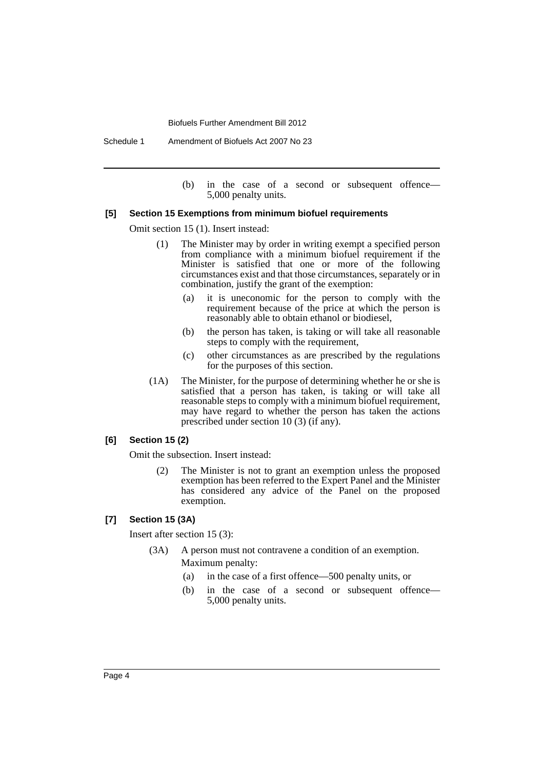(b) in the case of a second or subsequent offence—5,000 penalty units.

#### [5] Section 15 Exemptions from minimum biofuel requirements

Omit section 15 (1). Insert instead:

(1) The Minister may by order in writing exempt a specified person from compliance with a minimum biofuel requirement if the Minister is satisfied that one or more of the following circumstances exist and that those circumstances, separately or in combination, justify the grant of the exemption:

(a) it is uneconomic for the person to comply with the requirement because of the price at which the person is reasonably able to obtain ethanol or biodiesel,

(b) the person has taken, is taking or will take all reasonable steps to comply with the requirement,

(c) other circumstances as are prescribed by the regulations for the purposes of this section.

(1A) The Minister, for the purpose of determining whether he or she is satisfied that a person has taken, is taking or will take all reasonable steps to comply with a minimum biofuel requirement, may have regard to whether the person has taken the actions prescribed under section 10 (3) (if any).

#### [6] Section 15 (2)

Omit the subsection. Insert instead:

(2) The Minister is not to grant an exemption unless the proposed exemption has been referred to the Expert Panel and the Minister has considered any advice of the Panel on the proposed exemption.

#### [7] Section 15 (3A)

Insert after section 15 (3):

(3A) A person must not contravene a condition of an exemption.

Maximum penalty:

(a) in the case of a first offence—500 penalty units, or

(b) in the case of a second or subsequent offence—5,000 penalty units.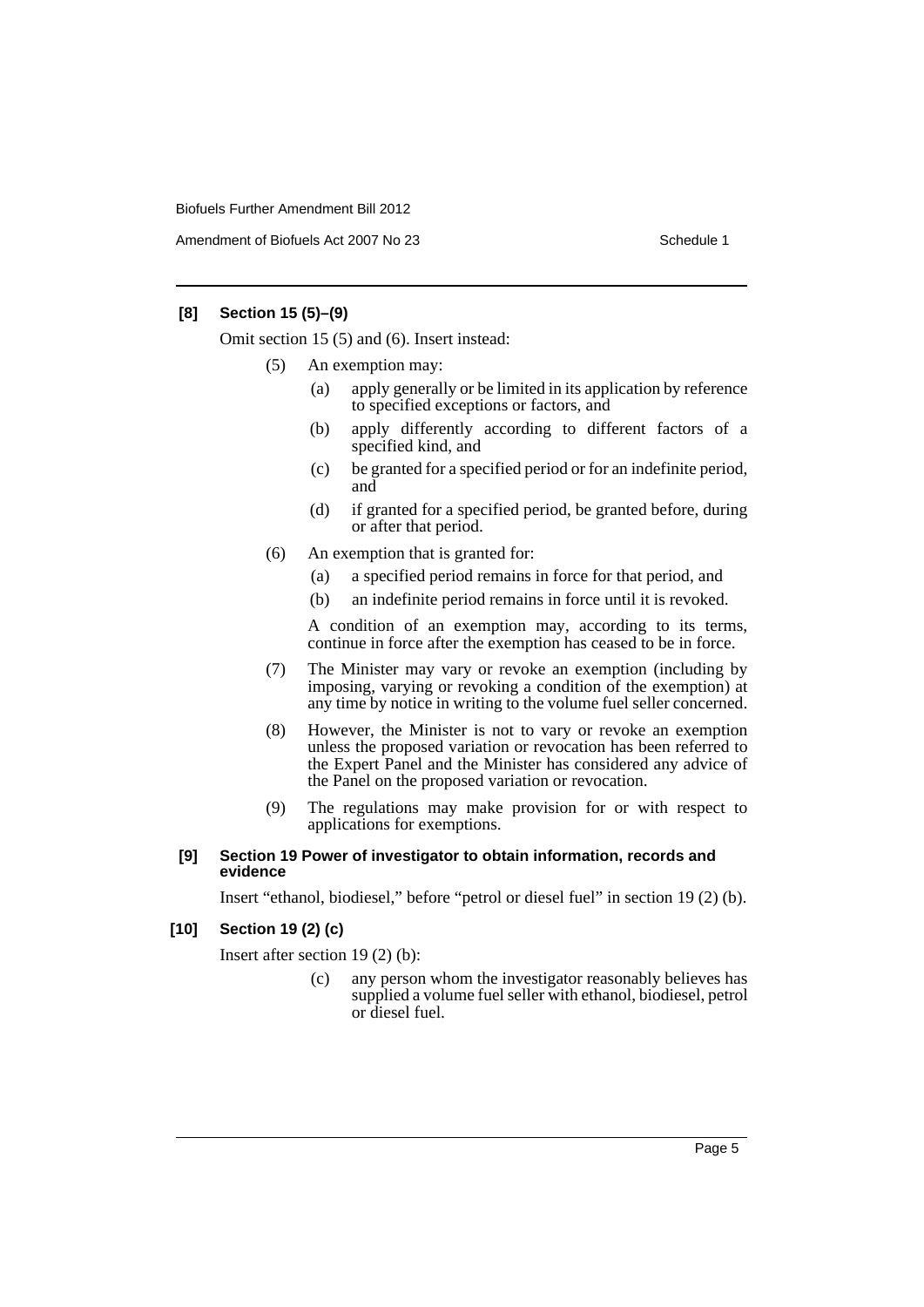#### [8] Section 15 (5)–(9)

Omit section 15 (5) and (6). Insert instead:

(5) An exemption may:

(a) apply generally or be limited in its application by reference to specified exceptions or factors, and

(b) apply differently according to different factors of a specified kind, and

(c) be granted for a specified period or for an indefinite period, and

(d) if granted for a specified period, be granted before, during or after that period.

(6) An exemption that is granted for:

(a) a specified period remains in force for that period, and

(b) an indefinite period remains in force until it is revoked.

A condition of an exemption may, according to its terms, continue in force after the exemption has ceased to be in force.

(7) The Minister may vary or revoke an exemption (including by imposing, varying or revoking a condition of the exemption) at any time by notice in writing to the volume fuel seller concerned.

(8) However, the Minister is not to vary or revoke an exemption unless the proposed variation or revocation has been referred to the Expert Panel and the Minister has considered any advice of the Panel on the proposed variation or revocation.

(9) The regulations may make provision for or with respect to applications for exemptions.

#### [9] Section 19 Power of investigator to obtain information, records and evidence

Insert "ethanol, biodiesel," before "petrol or diesel fuel" in section 19 (2) (b).

#### [10] Section 19 (2) (c)

Insert after section 19 (2) (b):

(c) any person whom the investigator reasonably believes has supplied a volume fuel seller with ethanol, biodiesel, petrol or diesel fuel.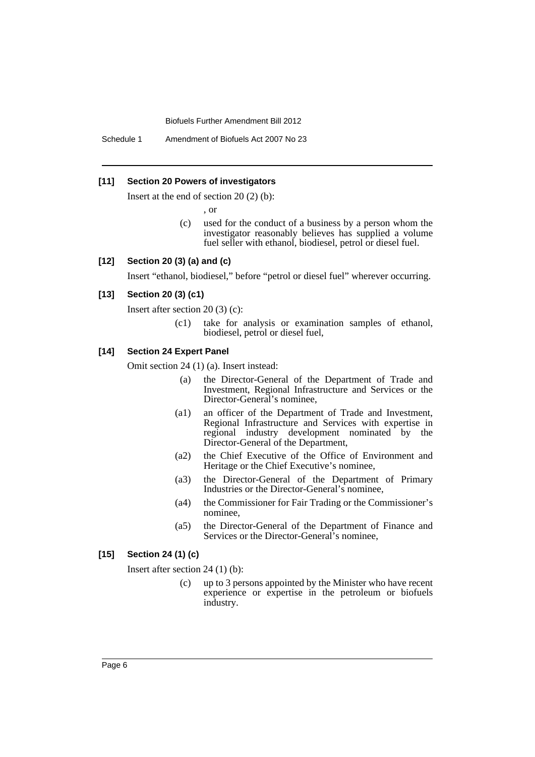### [11] Section 20 Powers of investigators

Insert at the end of section 20 (2) (b):

, or

(c) used for the conduct of a business by a person whom the investigator reasonably believes has supplied a volume fuel seller with ethanol, biodiesel, petrol or diesel fuel.

### [12] Section 20 (3) (a) and (c)

Insert "ethanol, biodiesel," before "petrol or diesel fuel" wherever occurring.

### [13] Section 20 (3) (c1)

Insert after section 20 (3) (c):

(c1) take for analysis or examination samples of ethanol, biodiesel, petrol or diesel fuel,

### [14] Section 24 Expert Panel

Omit section 24 (1) (a). Insert instead:

(a) the Director-General of the Department of Trade and Investment, Regional Infrastructure and Services or the Director-General's nominee,

(a1) an officer of the Department of Trade and Investment, Regional Infrastructure and Services with expertise in regional industry development nominated by the Director-General of the Department,

(a2) the Chief Executive of the Office of Environment and Heritage or the Chief Executive's nominee,

(a3) the Director-General of the Department of Primary Industries or the Director-General's nominee,

(a4) the Commissioner for Fair Trading or the Commissioner's nominee,

(a5) the Director-General of the Department of Finance and Services or the Director-General's nominee,

### [15] Section 24 (1) (c)

Insert after section 24 (1) (b):

(c) up to 3 persons appointed by the Minister who have recent experience or expertise in the petroleum or biofuels industry.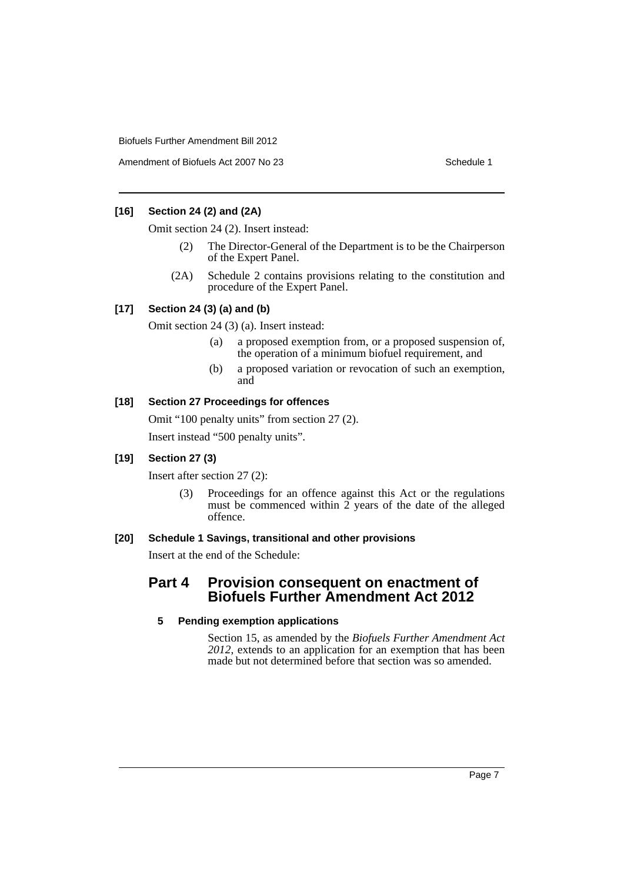### [16] Section 24 (2) and (2A)

Omit section 24 (2). Insert instead:

> (2) The Director-General of the Department is to be the Chairperson of the Expert Panel.
>
> (2A) Schedule 2 contains provisions relating to the constitution and procedure of the Expert Panel.

### [17] Section 24 (3) (a) and (b)

Omit section 24 (3) (a). Insert instead:

> (a) a proposed exemption from, or a proposed suspension of, the operation of a minimum biofuel requirement, and
>
> (b) a proposed variation or revocation of such an exemption, and

### [18] Section 27 Proceedings for offences

Omit "100 penalty units" from section 27 (2).

Insert instead "500 penalty units".

### [19] Section 27 (3)

Insert after section 27 (2):

> (3) Proceedings for an offence against this Act or the regulations must be commenced within 2 years of the date of the alleged offence.

### [20] Schedule 1 Savings, transitional and other provisions

Insert at the end of the Schedule:

## Part 4 Provision consequent on enactment of Biofuels Further Amendment Act 2012

#### 5 Pending exemption applications

Section 15, as amended by the *Biofuels Further Amendment Act 2012*, extends to an application for an exemption that has been made but not determined before that section was so amended.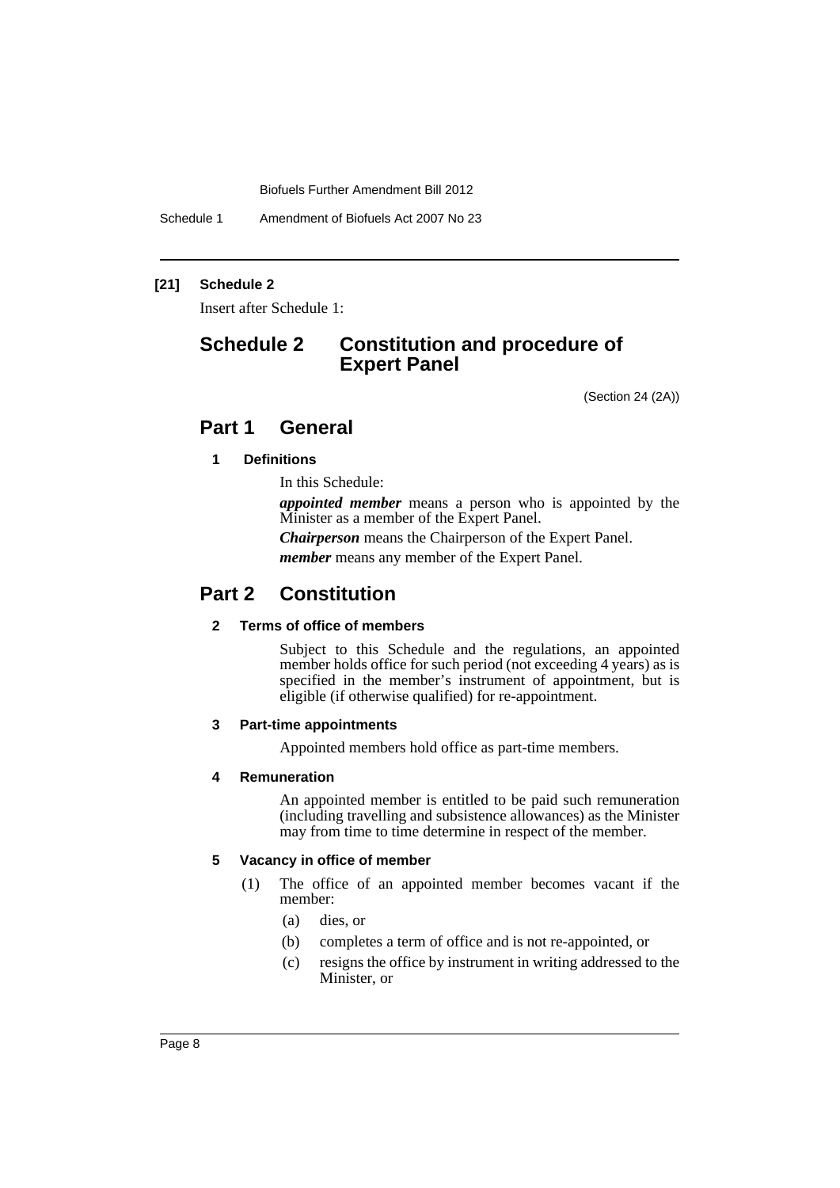**[21] Schedule 2**

Insert after Schedule 1:

# Schedule 2 Constitution and procedure of Expert Panel

(Section 24 (2A))

## Part 1 General

### 1 Definitions

In this Schedule:

***appointed member*** means a person who is appointed by the Minister as a member of the Expert Panel.

***Chairperson*** means the Chairperson of the Expert Panel.

***member*** means any member of the Expert Panel.

## Part 2 Constitution

### 2 Terms of office of members

Subject to this Schedule and the regulations, an appointed member holds office for such period (not exceeding 4 years) as is specified in the member's instrument of appointment, but is eligible (if otherwise qualified) for re-appointment.

### 3 Part-time appointments

Appointed members hold office as part-time members.

### 4 Remuneration

An appointed member is entitled to be paid such remuneration (including travelling and subsistence allowances) as the Minister may from time to time determine in respect of the member.

### 5 Vacancy in office of member

(1) The office of an appointed member becomes vacant if the member:

(a) dies, or

(b) completes a term of office and is not re-appointed, or

(c) resigns the office by instrument in writing addressed to the Minister, or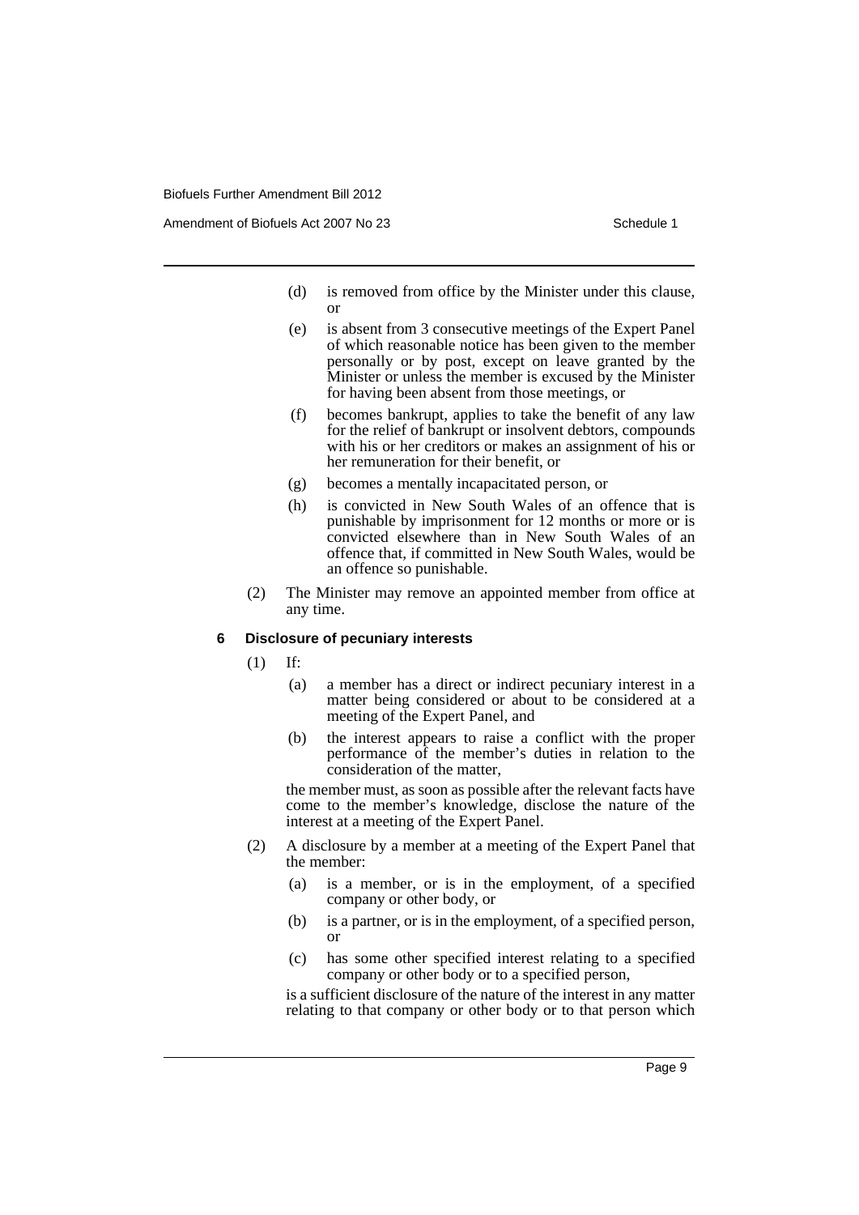(d) is removed from office by the Minister under this clause, or

(e) is absent from 3 consecutive meetings of the Expert Panel of which reasonable notice has been given to the member personally or by post, except on leave granted by the Minister or unless the member is excused by the Minister for having been absent from those meetings, or

(f) becomes bankrupt, applies to take the benefit of any law for the relief of bankrupt or insolvent debtors, compounds with his or her creditors or makes an assignment of his or her remuneration for their benefit, or

(g) becomes a mentally incapacitated person, or

(h) is convicted in New South Wales of an offence that is punishable by imprisonment for 12 months or more or is convicted elsewhere than in New South Wales of an offence that, if committed in New South Wales, would be an offence so punishable.

(2) The Minister may remove an appointed member from office at any time.

**6 Disclosure of pecuniary interests**

(1) If:

(a) a member has a direct or indirect pecuniary interest in a matter being considered or about to be considered at a meeting of the Expert Panel, and

(b) the interest appears to raise a conflict with the proper performance of the member's duties in relation to the consideration of the matter,

the member must, as soon as possible after the relevant facts have come to the member's knowledge, disclose the nature of the interest at a meeting of the Expert Panel.

(2) A disclosure by a member at a meeting of the Expert Panel that the member:

(a) is a member, or is in the employment, of a specified company or other body, or

(b) is a partner, or is in the employment, of a specified person, or

(c) has some other specified interest relating to a specified company or other body or to a specified person,

is a sufficient disclosure of the nature of the interest in any matter relating to that company or other body or to that person which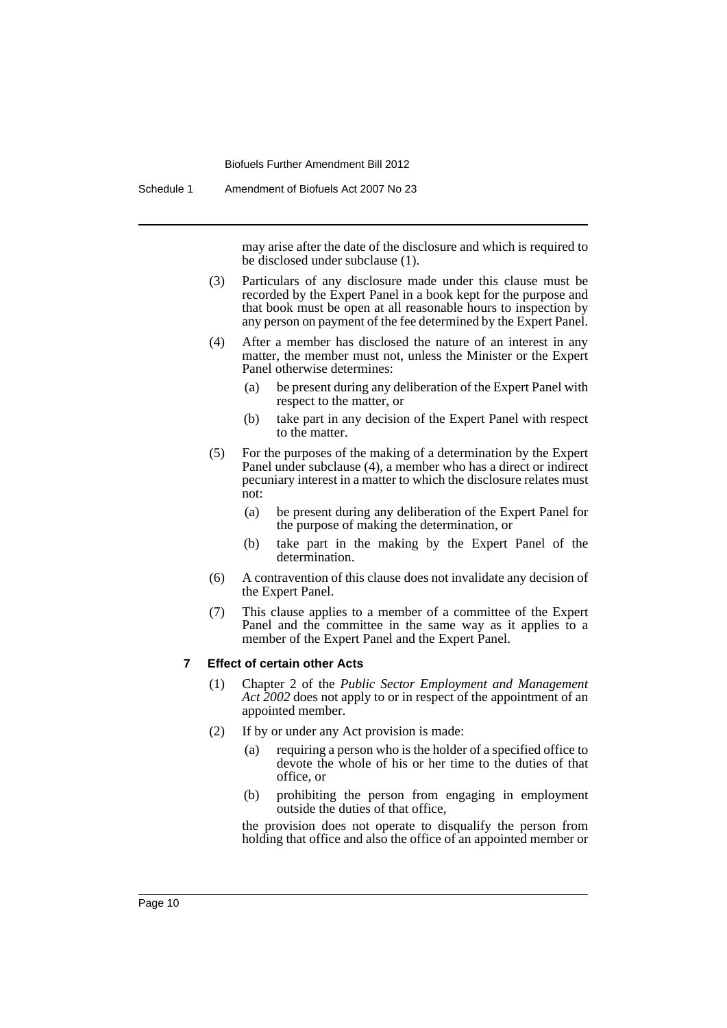may arise after the date of the disclosure and which is required to be disclosed under subclause (1).

(3) Particulars of any disclosure made under this clause must be recorded by the Expert Panel in a book kept for the purpose and that book must be open at all reasonable hours to inspection by any person on payment of the fee determined by the Expert Panel.

(4) After a member has disclosed the nature of an interest in any matter, the member must not, unless the Minister or the Expert Panel otherwise determines:

- (a) be present during any deliberation of the Expert Panel with respect to the matter, or
- (b) take part in any decision of the Expert Panel with respect to the matter.

(5) For the purposes of the making of a determination by the Expert Panel under subclause (4), a member who has a direct or indirect pecuniary interest in a matter to which the disclosure relates must not:

- (a) be present during any deliberation of the Expert Panel for the purpose of making the determination, or
- (b) take part in the making by the Expert Panel of the determination.

(6) A contravention of this clause does not invalidate any decision of the Expert Panel.

(7) This clause applies to a member of a committee of the Expert Panel and the committee in the same way as it applies to a member of the Expert Panel and the Expert Panel.

**7 Effect of certain other Acts**

(1) Chapter 2 of the *Public Sector Employment and Management Act 2002* does not apply to or in respect of the appointment of an appointed member.

(2) If by or under any Act provision is made:

- (a) requiring a person who is the holder of a specified office to devote the whole of his or her time to the duties of that office, or
- (b) prohibiting the person from engaging in employment outside the duties of that office,

the provision does not operate to disqualify the person from holding that office and also the office of an appointed member or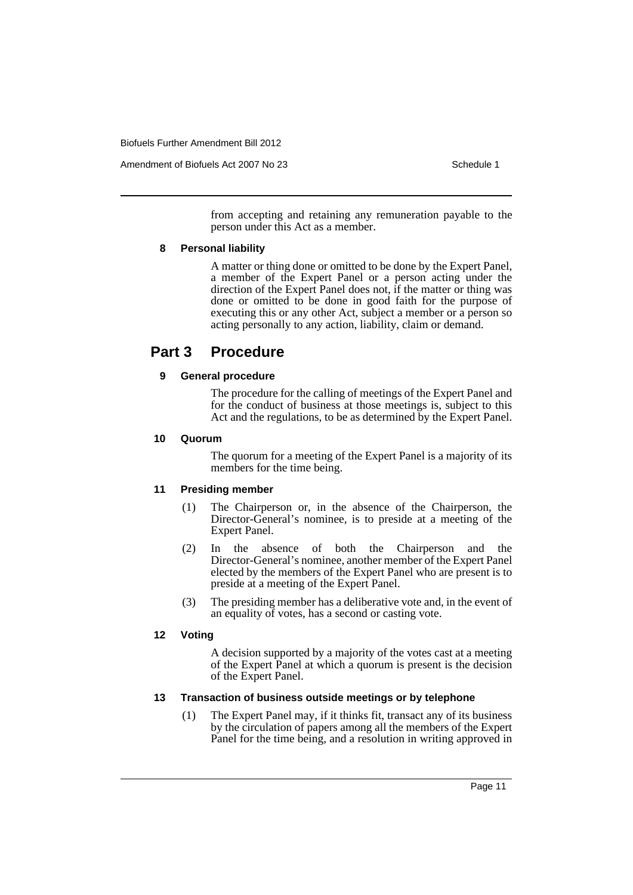from accepting and retaining any remuneration payable to the person under this Act as a member.

#### 8 Personal liability

A matter or thing done or omitted to be done by the Expert Panel, a member of the Expert Panel or a person acting under the direction of the Expert Panel does not, if the matter or thing was done or omitted to be done in good faith for the purpose of executing this or any other Act, subject a member or a person so acting personally to any action, liability, claim or demand.

## Part 3 Procedure

#### 9 General procedure

The procedure for the calling of meetings of the Expert Panel and for the conduct of business at those meetings is, subject to this Act and the regulations, to be as determined by the Expert Panel.

#### 10 Quorum

The quorum for a meeting of the Expert Panel is a majority of its members for the time being.

#### 11 Presiding member

(1) The Chairperson or, in the absence of the Chairperson, the Director-General's nominee, is to preside at a meeting of the Expert Panel.

(2) In the absence of both the Chairperson and the Director-General's nominee, another member of the Expert Panel elected by the members of the Expert Panel who are present is to preside at a meeting of the Expert Panel.

(3) The presiding member has a deliberative vote and, in the event of an equality of votes, has a second or casting vote.

#### 12 Voting

A decision supported by a majority of the votes cast at a meeting of the Expert Panel at which a quorum is present is the decision of the Expert Panel.

#### 13 Transaction of business outside meetings or by telephone

(1) The Expert Panel may, if it thinks fit, transact any of its business by the circulation of papers among all the members of the Expert Panel for the time being, and a resolution in writing approved in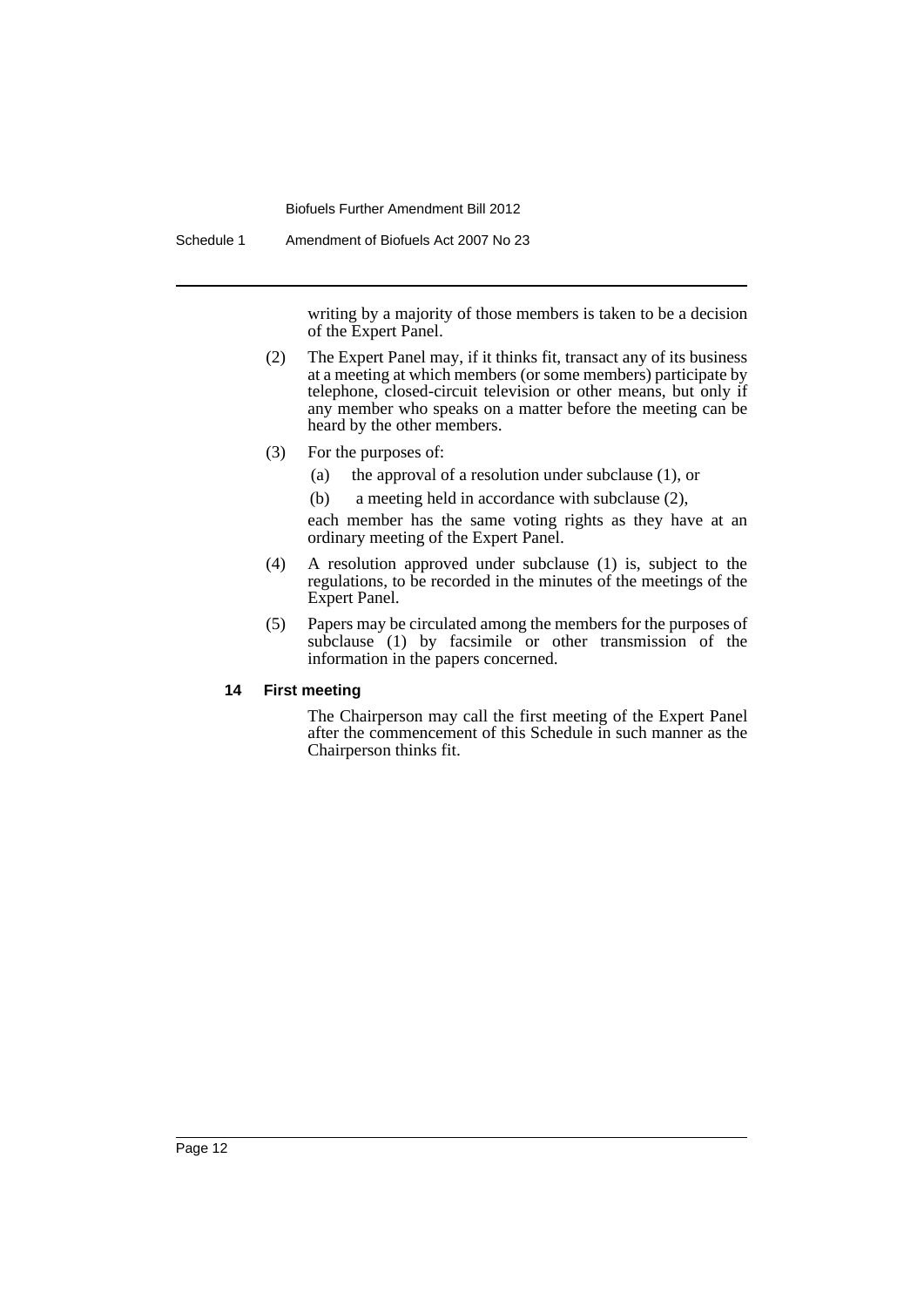writing by a majority of those members is taken to be a decision of the Expert Panel.

(2) The Expert Panel may, if it thinks fit, transact any of its business at a meeting at which members (or some members) participate by telephone, closed-circuit television or other means, but only if any member who speaks on a matter before the meeting can be heard by the other members.

(3) For the purposes of:

(a) the approval of a resolution under subclause (1), or

(b) a meeting held in accordance with subclause (2),

each member has the same voting rights as they have at an ordinary meeting of the Expert Panel.

(4) A resolution approved under subclause (1) is, subject to the regulations, to be recorded in the minutes of the meetings of the Expert Panel.

(5) Papers may be circulated among the members for the purposes of subclause (1) by facsimile or other transmission of the information in the papers concerned.

#### 14 First meeting

The Chairperson may call the first meeting of the Expert Panel after the commencement of this Schedule in such manner as the Chairperson thinks fit.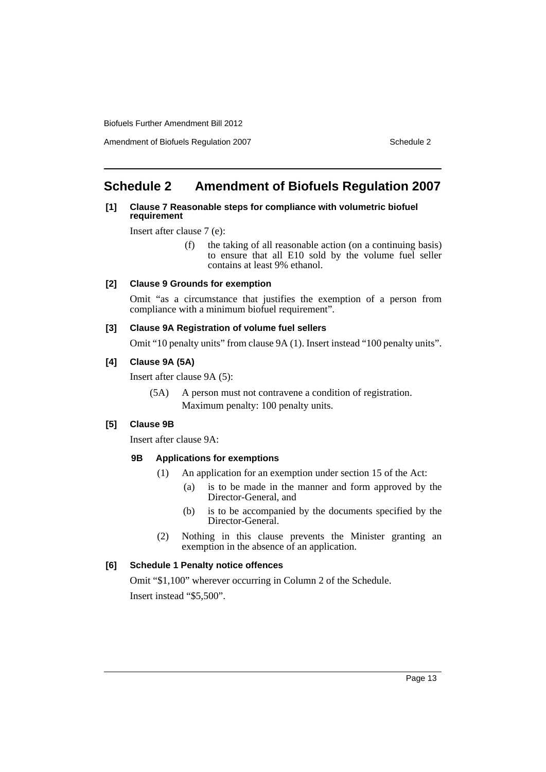## Schedule 2 Amendment of Biofuels Regulation 2007

**[1] Clause 7 Reasonable steps for compliance with volumetric biofuel requirement**

Insert after clause 7 (e):

> (f) the taking of all reasonable action (on a continuing basis) to ensure that all E10 sold by the volume fuel seller contains at least 9% ethanol.

**[2] Clause 9 Grounds for exemption**

Omit "as a circumstance that justifies the exemption of a person from compliance with a minimum biofuel requirement".

**[3] Clause 9A Registration of volume fuel sellers**

Omit "10 penalty units" from clause 9A (1). Insert instead "100 penalty units".

**[4] Clause 9A (5A)**

Insert after clause 9A (5):

> (5A) A person must not contravene a condition of registration.
>
> Maximum penalty: 100 penalty units.

**[5] Clause 9B**

Insert after clause 9A:

> **9B Applications for exemptions**
>
> (1) An application for an exemption under section 15 of the Act:
>
> (a) is to be made in the manner and form approved by the Director-General, and
>
> (b) is to be accompanied by the documents specified by the Director-General.
>
> (2) Nothing in this clause prevents the Minister granting an exemption in the absence of an application.

**[6] Schedule 1 Penalty notice offences**

Omit "$1,100" wherever occurring in Column 2 of the Schedule.

Insert instead "$5,500".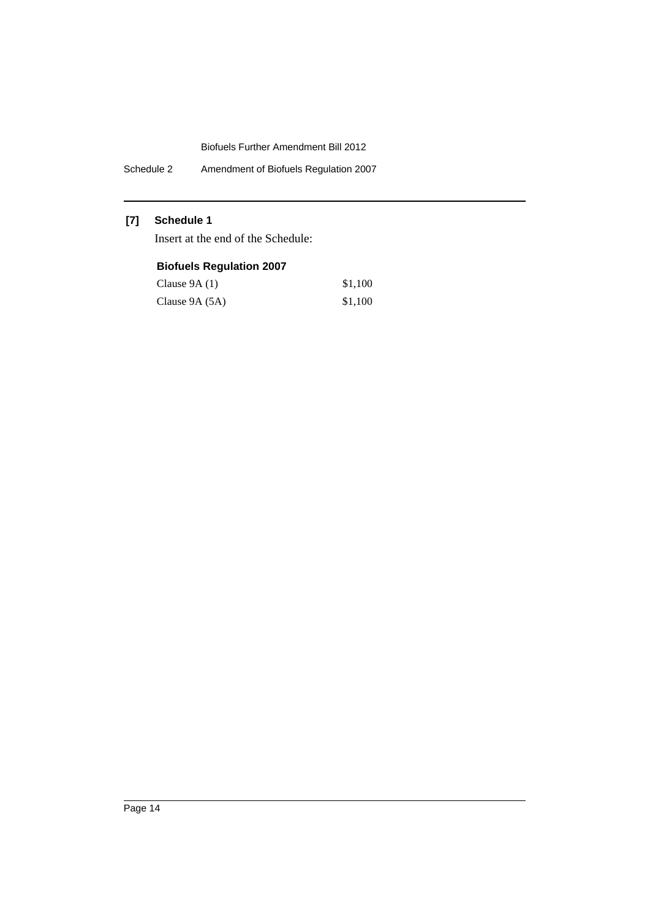**[7] Schedule 1**

Insert at the end of the Schedule:

**Biofuels Regulation 2007**

| | |
|---|---|
| Clause 9A (1) | \$1,100 |
| Clause 9A (5A) | \$1,100 |